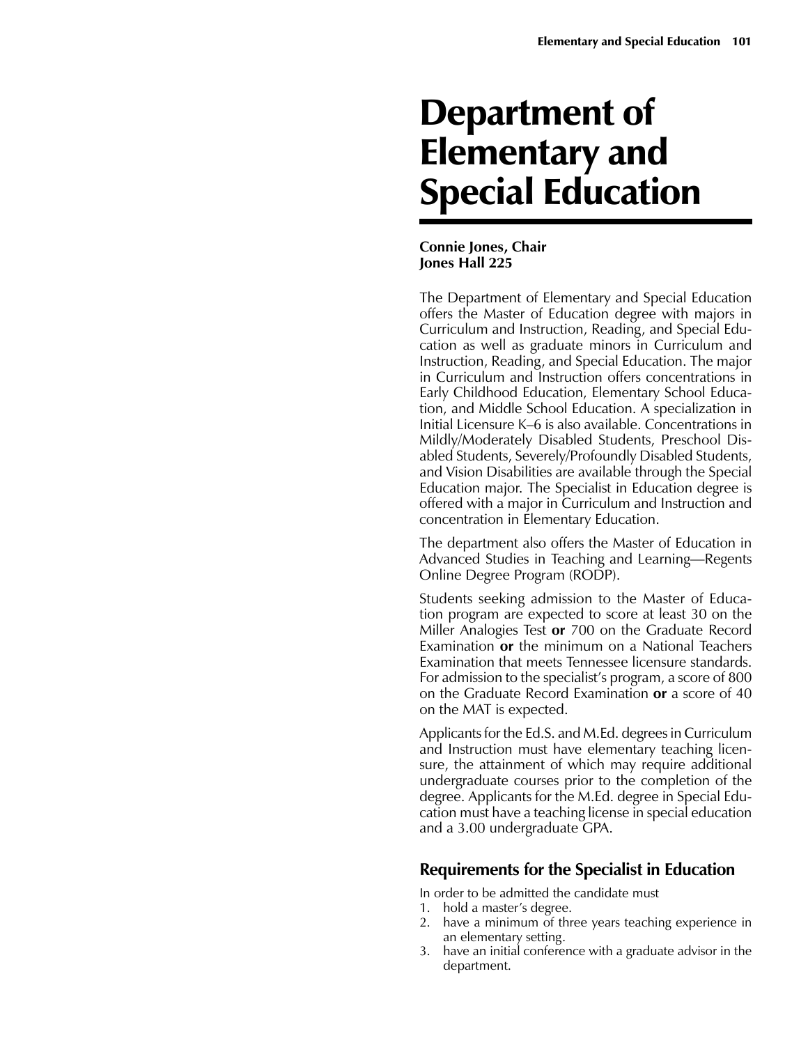# Department of Elementary and Special Education

**Connie Jones, Chair**
**Jones Hall 225**

The Department of Elementary and Special Education offers the Master of Education degree with majors in Curriculum and Instruction, Reading, and Special Education as well as graduate minors in Curriculum and Instruction, Reading, and Special Education. The major in Curriculum and Instruction offers concentrations in Early Childhood Education, Elementary School Education, and Middle School Education. A specialization in Initial Licensure K–6 is also available. Concentrations in Mildly/Moderately Disabled Students, Preschool Disabled Students, Severely/Profoundly Disabled Students, and Vision Disabilities are available through the Special Education major. The Specialist in Education degree is offered with a major in Curriculum and Instruction and concentration in Elementary Education.

The department also offers the Master of Education in Advanced Studies in Teaching and Learning—Regents Online Degree Program (RODP).

Students seeking admission to the Master of Education program are expected to score at least 30 on the Miller Analogies Test **or** 700 on the Graduate Record Examination **or** the minimum on a National Teachers Examination that meets Tennessee licensure standards. For admission to the specialist's program, a score of 800 on the Graduate Record Examination **or** a score of 40 on the MAT is expected.

Applicants for the Ed.S. and M.Ed. degrees in Curriculum and Instruction must have elementary teaching licensure, the attainment of which may require additional undergraduate courses prior to the completion of the degree. Applicants for the M.Ed. degree in Special Education must have a teaching license in special education and a 3.00 undergraduate GPA.

## Requirements for the Specialist in Education

In order to be admitted the candidate must

1. hold a master's degree.
2. have a minimum of three years teaching experience in an elementary setting.
3. have an initial conference with a graduate advisor in the department.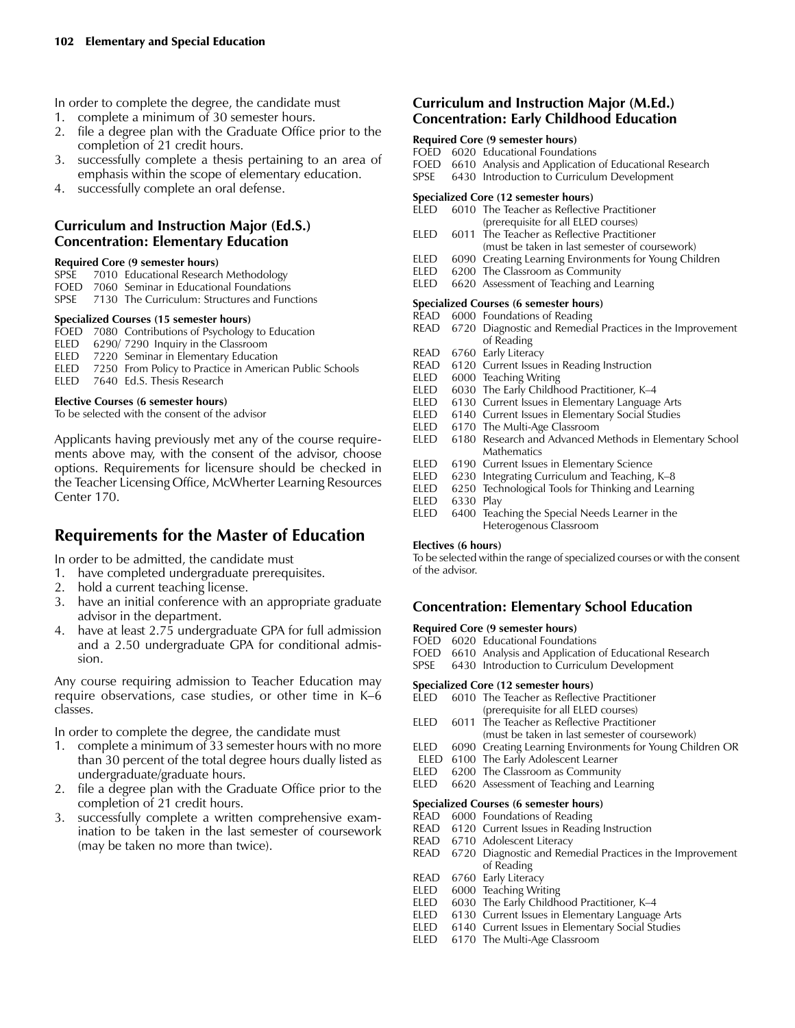In order to complete the degree, the candidate must

1. complete a minimum of 30 semester hours.
2. file a degree plan with the Graduate Office prior to the completion of 21 credit hours.
3. successfully complete a thesis pertaining to an area of emphasis within the scope of elementary education.
4. successfully complete an oral defense.

### Curriculum and Instruction Major (Ed.S.) Concentration: Elementary Education

**Required Core (9 semester hours)**

SPSE 7010 Educational Research Methodology
FOED 7060 Seminar in Educational Foundations
SPSE 7130 The Curriculum: Structures and Functions

**Specialized Courses (15 semester hours)**

FOED 7080 Contributions of Psychology to Education
ELED 6290/ 7290 Inquiry in the Classroom
ELED 7220 Seminar in Elementary Education
ELED 7250 From Policy to Practice in American Public Schools
ELED 7640 Ed.S. Thesis Research

**Elective Courses (6 semester hours)**

To be selected with the consent of the advisor

Applicants having previously met any of the course requirements above may, with the consent of the advisor, choose options. Requirements for licensure should be checked in the Teacher Licensing Office, McWherter Learning Resources Center 170.

## Requirements for the Master of Education

In order to be admitted, the candidate must

1. have completed undergraduate prerequisites.
2. hold a current teaching license.
3. have an initial conference with an appropriate graduate advisor in the department.
4. have at least 2.75 undergraduate GPA for full admission and a 2.50 undergraduate GPA for conditional admission.

Any course requiring admission to Teacher Education may require observations, case studies, or other time in K–6 classes.

In order to complete the degree, the candidate must

1. complete a minimum of 33 semester hours with no more than 30 percent of the total degree hours dually listed as undergraduate/graduate hours.
2. file a degree plan with the Graduate Office prior to the completion of 21 credit hours.
3. successfully complete a written comprehensive examination to be taken in the last semester of coursework (may be taken no more than twice).

### Curriculum and Instruction Major (M.Ed.) Concentration: Early Childhood Education

**Required Core (9 semester hours)**

FOED 6020 Educational Foundations
FOED 6610 Analysis and Application of Educational Research
SPSE 6430 Introduction to Curriculum Development

**Specialized Core (12 semester hours)**

ELED 6010 The Teacher as Reflective Practitioner (prerequisite for all ELED courses)
ELED 6011 The Teacher as Reflective Practitioner (must be taken in last semester of coursework)
ELED 6090 Creating Learning Environments for Young Children
ELED 6200 The Classroom as Community
ELED 6620 Assessment of Teaching and Learning

**Specialized Courses (6 semester hours)**

READ 6000 Foundations of Reading
READ 6720 Diagnostic and Remedial Practices in the Improvement of Reading
READ 6760 Early Literacy
READ 6120 Current Issues in Reading Instruction
ELED 6000 Teaching Writing
ELED 6030 The Early Childhood Practitioner, K–4
ELED 6130 Current Issues in Elementary Language Arts
ELED 6140 Current Issues in Elementary Social Studies
ELED 6170 The Multi-Age Classroom
ELED 6180 Research and Advanced Methods in Elementary School Mathematics
ELED 6190 Current Issues in Elementary Science
ELED 6230 Integrating Curriculum and Teaching, K–8
ELED 6250 Technological Tools for Thinking and Learning
ELED 6330 Play
ELED 6400 Teaching the Special Needs Learner in the Heterogenous Classroom

**Electives (6 hours)**

To be selected within the range of specialized courses or with the consent of the advisor.

### Concentration: Elementary School Education

**Required Core (9 semester hours)**

FOED 6020 Educational Foundations
FOED 6610 Analysis and Application of Educational Research
SPSE 6430 Introduction to Curriculum Development

**Specialized Core (12 semester hours)**

ELED 6010 The Teacher as Reflective Practitioner (prerequisite for all ELED courses)
ELED 6011 The Teacher as Reflective Practitioner (must be taken in last semester of coursework)
ELED 6090 Creating Learning Environments for Young Children OR
ELED 6100 The Early Adolescent Learner
ELED 6200 The Classroom as Community
ELED 6620 Assessment of Teaching and Learning

**Specialized Courses (6 semester hours)**

READ 6000 Foundations of Reading
READ 6120 Current Issues in Reading Instruction
READ 6710 Adolescent Literacy
READ 6720 Diagnostic and Remedial Practices in the Improvement of Reading
READ 6760 Early Literacy
ELED 6000 Teaching Writing
ELED 6030 The Early Childhood Practitioner, K–4
ELED 6130 Current Issues in Elementary Language Arts
ELED 6140 Current Issues in Elementary Social Studies
ELED 6170 The Multi-Age Classroom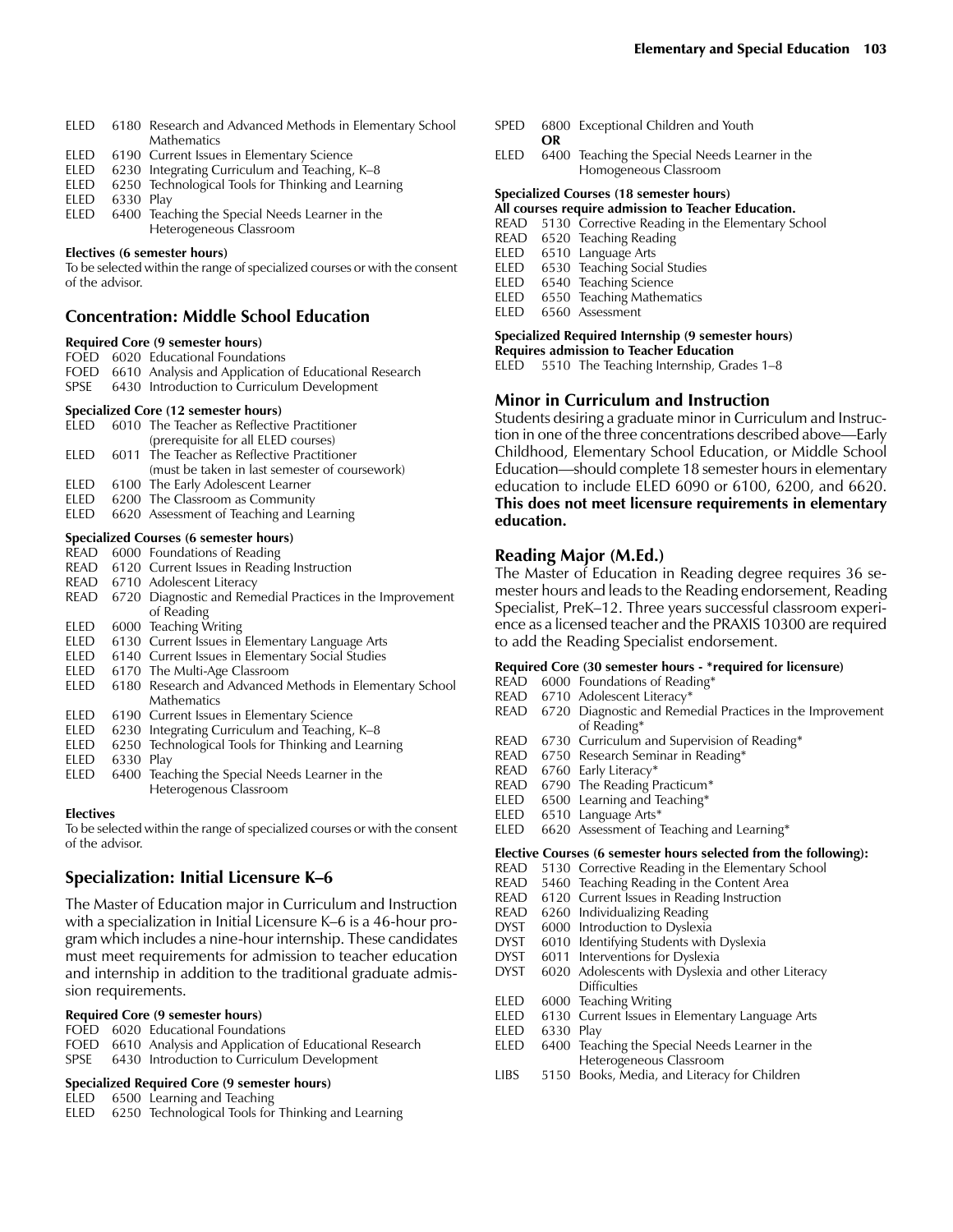ELED 6180 Research and Advanced Methods in Elementary School Mathematics
ELED 6190 Current Issues in Elementary Science
ELED 6230 Integrating Curriculum and Teaching, K–8
ELED 6250 Technological Tools for Thinking and Learning
ELED 6330 Play
ELED 6400 Teaching the Special Needs Learner in the Heterogeneous Classroom

**Electives (6 semester hours)**

To be selected within the range of specialized courses or with the consent of the advisor.

## Concentration: Middle School Education

**Required Core (9 semester hours)**

FOED 6020 Educational Foundations
FOED 6610 Analysis and Application of Educational Research
SPSE 6430 Introduction to Curriculum Development

**Specialized Core (12 semester hours)**

ELED 6010 The Teacher as Reflective Practitioner (prerequisite for all ELED courses)
ELED 6011 The Teacher as Reflective Practitioner (must be taken in last semester of coursework)
ELED 6100 The Early Adolescent Learner
ELED 6200 The Classroom as Community
ELED 6620 Assessment of Teaching and Learning

**Specialized Courses (6 semester hours)**

READ 6000 Foundations of Reading
READ 6120 Current Issues in Reading Instruction
READ 6710 Adolescent Literacy
READ 6720 Diagnostic and Remedial Practices in the Improvement of Reading
ELED 6000 Teaching Writing
ELED 6130 Current Issues in Elementary Language Arts
ELED 6140 Current Issues in Elementary Social Studies
ELED 6170 The Multi-Age Classroom
ELED 6180 Research and Advanced Methods in Elementary School Mathematics
ELED 6190 Current Issues in Elementary Science
ELED 6230 Integrating Curriculum and Teaching, K–8
ELED 6250 Technological Tools for Thinking and Learning
ELED 6330 Play
ELED 6400 Teaching the Special Needs Learner in the Heterogenous Classroom

**Electives**

To be selected within the range of specialized courses or with the consent of the advisor.

## Specialization: Initial Licensure K–6

The Master of Education major in Curriculum and Instruction with a specialization in Initial Licensure K–6 is a 46-hour program which includes a nine-hour internship. These candidates must meet requirements for admission to teacher education and internship in addition to the traditional graduate admission requirements.

**Required Core (9 semester hours)**

FOED 6020 Educational Foundations
FOED 6610 Analysis and Application of Educational Research
SPSE 6430 Introduction to Curriculum Development

**Specialized Required Core (9 semester hours)**

ELED 6500 Learning and Teaching
ELED 6250 Technological Tools for Thinking and Learning
SPED 6800 Exceptional Children and Youth
**OR**
ELED 6400 Teaching the Special Needs Learner in the Homogeneous Classroom

**Specialized Courses (18 semester hours)**
**All courses require admission to Teacher Education.**

READ 5130 Corrective Reading in the Elementary School
READ 6520 Teaching Reading
ELED 6510 Language Arts
ELED 6530 Teaching Social Studies
ELED 6540 Teaching Science
ELED 6550 Teaching Mathematics
ELED 6560 Assessment

**Specialized Required Internship (9 semester hours)**
**Requires admission to Teacher Education**

ELED 5510 The Teaching Internship, Grades 1–8

## Minor in Curriculum and Instruction

Students desiring a graduate minor in Curriculum and Instruction in one of the three concentrations described above—Early Childhood, Elementary School Education, or Middle School Education—should complete 18 semester hours in elementary education to include ELED 6090 or 6100, 6200, and 6620. **This does not meet licensure requirements in elementary education.**

## Reading Major (M.Ed.)

The Master of Education in Reading degree requires 36 semester hours and leads to the Reading endorsement, Reading Specialist, PreK–12. Three years successful classroom experience as a licensed teacher and the PRAXIS 10300 are required to add the Reading Specialist endorsement.

**Required Core (30 semester hours - *required for licensure)**

READ 6000 Foundations of Reading*
READ 6710 Adolescent Literacy*
READ 6720 Diagnostic and Remedial Practices in the Improvement of Reading*
READ 6730 Curriculum and Supervision of Reading*
READ 6750 Research Seminar in Reading*
READ 6760 Early Literacy*
READ 6790 The Reading Practicum*
ELED 6500 Learning and Teaching*
ELED 6510 Language Arts*
ELED 6620 Assessment of Teaching and Learning*

**Elective Courses (6 semester hours selected from the following):**

READ 5130 Corrective Reading in the Elementary School
READ 5460 Teaching Reading in the Content Area
READ 6120 Current Issues in Reading Instruction
READ 6260 Individualizing Reading
DYST 6000 Introduction to Dyslexia
DYST 6010 Identifying Students with Dyslexia
DYST 6011 Interventions for Dyslexia
DYST 6020 Adolescents with Dyslexia and other Literacy Difficulties
ELED 6000 Teaching Writing
ELED 6130 Current Issues in Elementary Language Arts
ELED 6330 Play
ELED 6400 Teaching the Special Needs Learner in the Heterogeneous Classroom
LIBS 5150 Books, Media, and Literacy for Children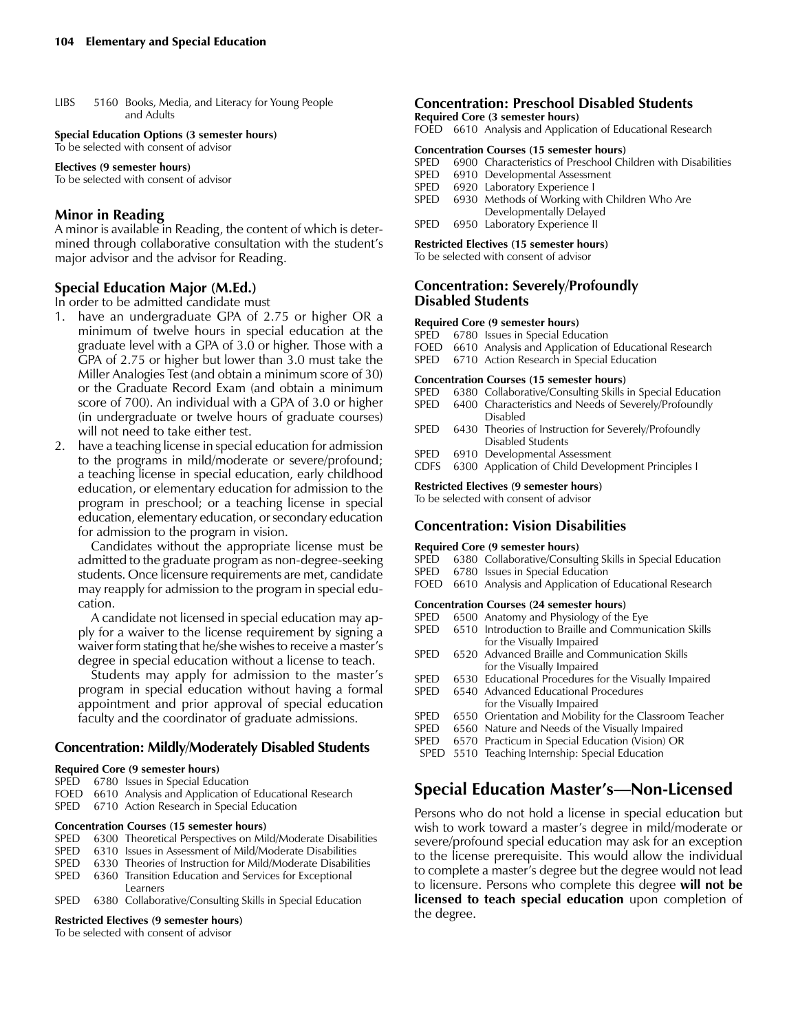LIBS 5160 Books, Media, and Literacy for Young People and Adults

**Special Education Options (3 semester hours)**
To be selected with consent of advisor

**Electives (9 semester hours)**
To be selected with consent of advisor

### Minor in Reading

A minor is available in Reading, the content of which is determined through collaborative consultation with the student's major advisor and the advisor for Reading.

### Special Education Major (M.Ed.)

In order to be admitted candidate must

1. have an undergraduate GPA of 2.75 or higher OR a minimum of twelve hours in special education at the graduate level with a GPA of 3.0 or higher. Those with a GPA of 2.75 or higher but lower than 3.0 must take the Miller Analogies Test (and obtain a minimum score of 30) or the Graduate Record Exam (and obtain a minimum score of 700). An individual with a GPA of 3.0 or higher (in undergraduate or twelve hours of graduate courses) will not need to take either test.
2. have a teaching license in special education for admission to the programs in mild/moderate or severe/profound; a teaching license in special education, early childhood education, or elementary education for admission to the program in preschool; or a teaching license in special education, elementary education, or secondary education for admission to the program in vision.

   Candidates without the appropriate license must be admitted to the graduate program as non-degree-seeking students. Once licensure requirements are met, candidate may reapply for admission to the program in special education.

   A candidate not licensed in special education may apply for a waiver to the license requirement by signing a waiver form stating that he/she wishes to receive a master's degree in special education without a license to teach.

   Students may apply for admission to the master's program in special education without having a formal appointment and prior approval of special education faculty and the coordinator of graduate admissions.

### Concentration: Mildly/Moderately Disabled Students

**Required Core (9 semester hours)**
SPED 6780 Issues in Special Education
FOED 6610 Analysis and Application of Educational Research
SPED 6710 Action Research in Special Education

**Concentration Courses (15 semester hours)**
SPED 6300 Theoretical Perspectives on Mild/Moderate Disabilities
SPED 6310 Issues in Assessment of Mild/Moderate Disabilities
SPED 6330 Theories of Instruction for Mild/Moderate Disabilities
SPED 6360 Transition Education and Services for Exceptional Learners
SPED 6380 Collaborative/Consulting Skills in Special Education

**Restricted Electives (9 semester hours)**
To be selected with consent of advisor

### Concentration: Preschool Disabled Students

**Required Core (3 semester hours)**
FOED 6610 Analysis and Application of Educational Research

**Concentration Courses (15 semester hours)**
SPED 6900 Characteristics of Preschool Children with Disabilities
SPED 6910 Developmental Assessment
SPED 6920 Laboratory Experience I
SPED 6930 Methods of Working with Children Who Are Developmentally Delayed
SPED 6950 Laboratory Experience II

**Restricted Electives (15 semester hours)**
To be selected with consent of advisor

### Concentration: Severely/Profoundly Disabled Students

**Required Core (9 semester hours)**
SPED 6780 Issues in Special Education
FOED 6610 Analysis and Application of Educational Research
SPED 6710 Action Research in Special Education

**Concentration Courses (15 semester hours)**
SPED 6380 Collaborative/Consulting Skills in Special Education
SPED 6400 Characteristics and Needs of Severely/Profoundly Disabled
SPED 6430 Theories of Instruction for Severely/Profoundly Disabled Students
SPED 6910 Developmental Assessment
CDFS 6300 Application of Child Development Principles I

**Restricted Electives (9 semester hours)**
To be selected with consent of advisor

### Concentration: Vision Disabilities

**Required Core (9 semester hours)**
SPED 6380 Collaborative/Consulting Skills in Special Education
SPED 6780 Issues in Special Education
FOED 6610 Analysis and Application of Educational Research

**Concentration Courses (24 semester hours)**
SPED 6500 Anatomy and Physiology of the Eye
SPED 6510 Introduction to Braille and Communication Skills for the Visually Impaired
SPED 6520 Advanced Braille and Communication Skills for the Visually Impaired
SPED 6530 Educational Procedures for the Visually Impaired
SPED 6540 Advanced Educational Procedures for the Visually Impaired
SPED 6550 Orientation and Mobility for the Classroom Teacher
SPED 6560 Nature and Needs of the Visually Impaired
SPED 6570 Practicum in Special Education (Vision) OR
SPED 5510 Teaching Internship: Special Education

## Special Education Master's—Non-Licensed

Persons who do not hold a license in special education but wish to work toward a master's degree in mild/moderate or severe/profound special education may ask for an exception to the license prerequisite. This would allow the individual to complete a master's degree but the degree would not lead to licensure. Persons who complete this degree **will not be licensed to teach special education** upon completion of the degree.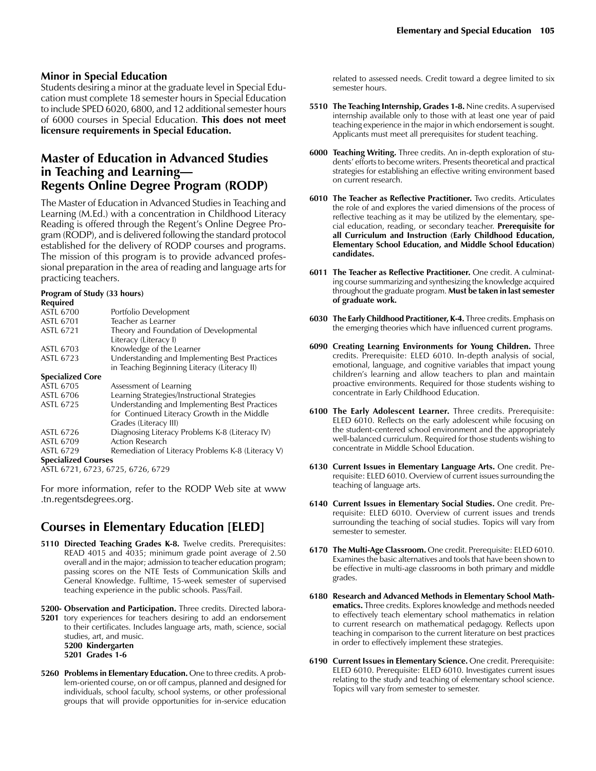## Minor in Special Education

Students desiring a minor at the graduate level in Special Education must complete 18 semester hours in Special Education to include SPED 6020, 6800, and 12 additional semester hours of 6000 courses in Special Education. **This does not meet licensure requirements in Special Education.**

## Master of Education in Advanced Studies in Teaching and Learning— Regents Online Degree Program (RODP)

The Master of Education in Advanced Studies in Teaching and Learning (M.Ed.) with a concentration in Childhood Literacy Reading is offered through the Regent's Online Degree Program (RODP), and is delivered following the standard protocol established for the delivery of RODP courses and programs. The mission of this program is to provide advanced professional preparation in the area of reading and language arts for practicing teachers.

**Program of Study (33 hours)**

**Required**

| | |
|---|---|
| ASTL 6700 | Portfolio Development |
| ASTL 6701 | Teacher as Learner |
| ASTL 6721 | Theory and Foundation of Developmental Literacy (Literacy I) |
| ASTL 6703 | Knowledge of the Learner |
| ASTL 6723 | Understanding and Implementing Best Practices in Teaching Beginning Literacy (Literacy II) |

**Specialized Core**

| | |
|---|---|
| ASTL 6705 | Assessment of Learning |
| ASTL 6706 | Learning Strategies/Instructional Strategies |
| ASTL 6725 | Understanding and Implementing Best Practices for Continued Literacy Growth in the Middle Grades (Literacy III) |
| ASTL 6726 | Diagnosing Literacy Problems K-8 (Literacy IV) |
| ASTL 6709 | Action Research |
| ASTL 6729 | Remediation of Literacy Problems K-8 (Literacy V) |

**Specialized Courses**

ASTL 6721, 6723, 6725, 6726, 6729

For more information, refer to the RODP Web site at www.tn.regentsdegrees.org.

## Courses in Elementary Education [ELED]

**5110 Directed Teaching Grades K-8.** Twelve credits. Prerequisites: READ 4015 and 4035; minimum grade point average of 2.50 overall and in the major; admission to teacher education program; passing scores on the NTE Tests of Communication Skills and General Knowledge. Fulltime, 15-week semester of supervised teaching experience in the public schools. Pass/Fail.

**5200-5201 Observation and Participation.** Three credits. Directed laboratory experiences for teachers desiring to add an endorsement to their certificates. Includes language arts, math, science, social studies, art, and music.
**5200 Kindergarten**
**5201 Grades 1-6**

**5260 Problems in Elementary Education.** One to three credits. A problem-oriented course, on or off campus, planned and designed for individuals, school faculty, school systems, or other professional groups that will provide opportunities for in-service education related to assessed needs. Credit toward a degree limited to six semester hours.

**5510 The Teaching Internship, Grades 1-8.** Nine credits. A supervised internship available only to those with at least one year of paid teaching experience in the major in which endorsement is sought. Applicants must meet all prerequisites for student teaching.

**6000 Teaching Writing.** Three credits. An in-depth exploration of students' efforts to become writers. Presents theoretical and practical strategies for establishing an effective writing environment based on current research.

**6010 The Teacher as Reflective Practitioner.** Two credits. Articulates the role of and explores the varied dimensions of the process of reflective teaching as it may be utilized by the elementary, special education, reading, or secondary teacher. **Prerequisite for all Curriculum and Instruction (Early Childhood Education, Elementary School Education, and Middle School Education) candidates.**

**6011 The Teacher as Reflective Practitioner.** One credit. A culminating course summarizing and synthesizing the knowledge acquired throughout the graduate program. **Must be taken in last semester of graduate work.**

**6030 The Early Childhood Practitioner, K-4.** Three credits. Emphasis on the emerging theories which have influenced current programs.

**6090 Creating Learning Environments for Young Children.** Three credits. Prerequisite: ELED 6010. In-depth analysis of social, emotional, language, and cognitive variables that impact young children's learning and allow teachers to plan and maintain proactive environments. Required for those students wishing to concentrate in Early Childhood Education.

**6100 The Early Adolescent Learner.** Three credits. Prerequisite: ELED 6010. Reflects on the early adolescent while focusing on the student-centered school environment and the appropriately well-balanced curriculum. Required for those students wishing to concentrate in Middle School Education.

**6130 Current Issues in Elementary Language Arts.** One credit. Prerequisite: ELED 6010. Overview of current issues surrounding the teaching of language arts.

**6140 Current Issues in Elementary Social Studies.** One credit. Prerequisite: ELED 6010. Overview of current issues and trends surrounding the teaching of social studies. Topics will vary from semester to semester.

**6170 The Multi-Age Classroom.** One credit. Prerequisite: ELED 6010. Examines the basic alternatives and tools that have been shown to be effective in multi-age classrooms in both primary and middle grades.

**6180 Research and Advanced Methods in Elementary School Mathematics.** Three credits. Explores knowledge and methods needed to effectively teach elementary school mathematics in relation to current research on mathematical pedagogy. Reflects upon teaching in comparison to the current literature on best practices in order to effectively implement these strategies.

**6190 Current Issues in Elementary Science.** One credit. Prerequisite: ELED 6010. Prerequisite: ELED 6010. Investigates current issues relating to the study and teaching of elementary school science. Topics will vary from semester to semester.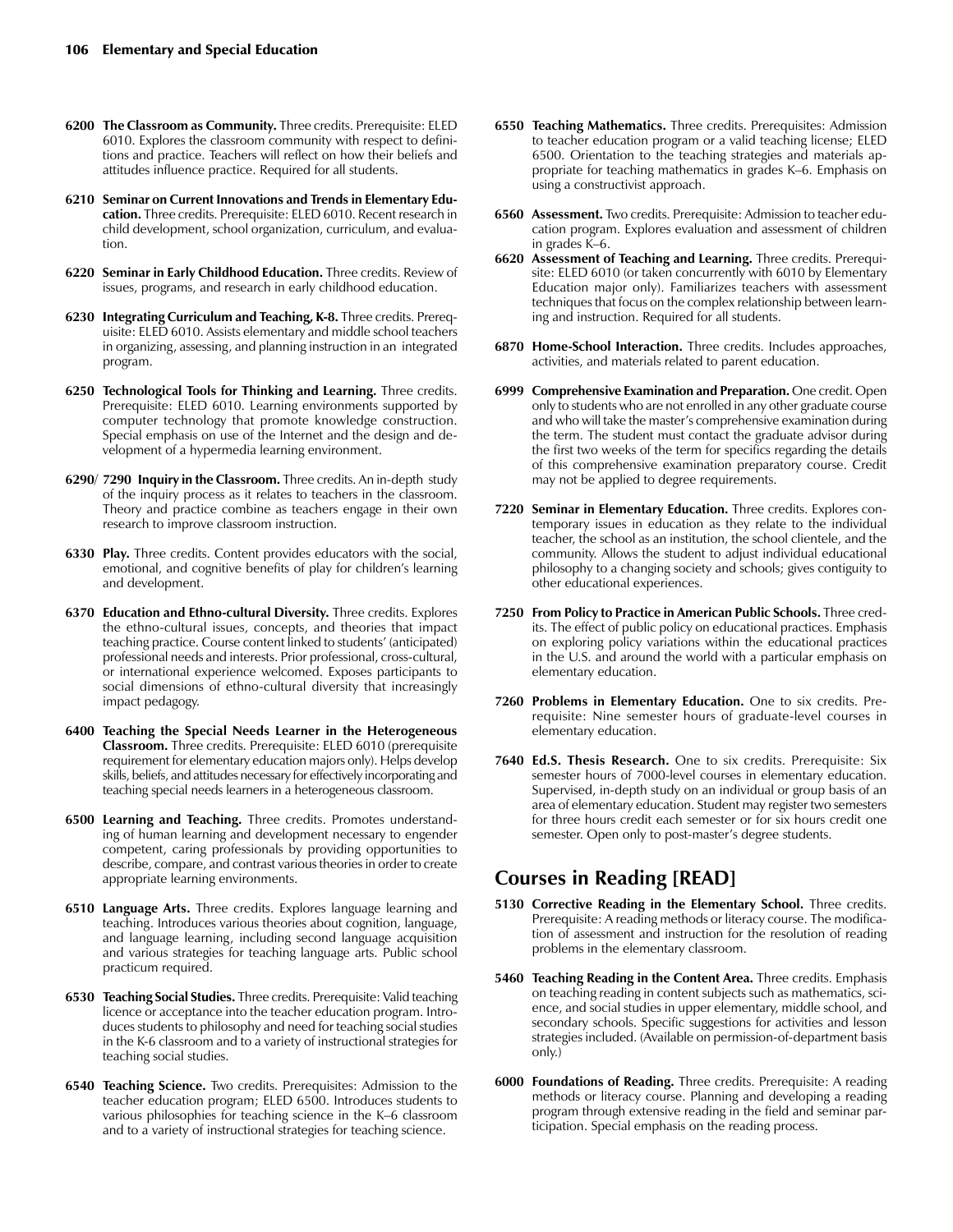**6200 The Classroom as Community.** Three credits. Prerequisite: ELED 6010. Explores the classroom community with respect to definitions and practice. Teachers will reflect on how their beliefs and attitudes influence practice. Required for all students.

**6210 Seminar on Current Innovations and Trends in Elementary Education.** Three credits. Prerequisite: ELED 6010. Recent research in child development, school organization, curriculum, and evaluation.

**6220 Seminar in Early Childhood Education.** Three credits. Review of issues, programs, and research in early childhood education.

**6230 Integrating Curriculum and Teaching, K-8.** Three credits. Prerequisite: ELED 6010. Assists elementary and middle school teachers in organizing, assessing, and planning instruction in an integrated program.

**6250 Technological Tools for Thinking and Learning.** Three credits. Prerequisite: ELED 6010. Learning environments supported by computer technology that promote knowledge construction. Special emphasis on use of the Internet and the design and development of a hypermedia learning environment.

**6290/ 7290 Inquiry in the Classroom.** Three credits. An in-depth study of the inquiry process as it relates to teachers in the classroom. Theory and practice combine as teachers engage in their own research to improve classroom instruction.

**6330 Play.** Three credits. Content provides educators with the social, emotional, and cognitive benefits of play for children's learning and development.

**6370 Education and Ethno-cultural Diversity.** Three credits. Explores the ethno-cultural issues, concepts, and theories that impact teaching practice. Course content linked to students' (anticipated) professional needs and interests. Prior professional, cross-cultural, or international experience welcomed. Exposes participants to social dimensions of ethno-cultural diversity that increasingly impact pedagogy.

**6400 Teaching the Special Needs Learner in the Heterogeneous Classroom.** Three credits. Prerequisite: ELED 6010 (prerequisite requirement for elementary education majors only). Helps develop skills, beliefs, and attitudes necessary for effectively incorporating and teaching special needs learners in a heterogeneous classroom.

**6500 Learning and Teaching.** Three credits. Promotes understanding of human learning and development necessary to engender competent, caring professionals by providing opportunities to describe, compare, and contrast various theories in order to create appropriate learning environments.

**6510 Language Arts.** Three credits. Explores language learning and teaching. Introduces various theories about cognition, language, and language learning, including second language acquisition and various strategies for teaching language arts. Public school practicum required.

**6530 Teaching Social Studies.** Three credits. Prerequisite: Valid teaching licence or acceptance into the teacher education program. Introduces students to philosophy and need for teaching social studies in the K-6 classroom and to a variety of instructional strategies for teaching social studies.

**6540 Teaching Science.** Two credits. Prerequisites: Admission to the teacher education program; ELED 6500. Introduces students to various philosophies for teaching science in the K–6 classroom and to a variety of instructional strategies for teaching science.

**6550 Teaching Mathematics.** Three credits. Prerequisites: Admission to teacher education program or a valid teaching license; ELED 6500. Orientation to the teaching strategies and materials appropriate for teaching mathematics in grades K–6. Emphasis on using a constructivist approach.

**6560 Assessment.** Two credits. Prerequisite: Admission to teacher education program. Explores evaluation and assessment of children in grades K–6.

**6620 Assessment of Teaching and Learning.** Three credits. Prerequisite: ELED 6010 (or taken concurrently with 6010 by Elementary Education major only). Familiarizes teachers with assessment techniques that focus on the complex relationship between learning and instruction. Required for all students.

**6870 Home-School Interaction.** Three credits. Includes approaches, activities, and materials related to parent education.

**6999 Comprehensive Examination and Preparation.** One credit. Open only to students who are not enrolled in any other graduate course and who will take the master's comprehensive examination during the term. The student must contact the graduate advisor during the first two weeks of the term for specifics regarding the details of this comprehensive examination preparatory course. Credit may not be applied to degree requirements.

**7220 Seminar in Elementary Education.** Three credits. Explores contemporary issues in education as they relate to the individual teacher, the school as an institution, the school clientele, and the community. Allows the student to adjust individual educational philosophy to a changing society and schools; gives contiguity to other educational experiences.

**7250 From Policy to Practice in American Public Schools.** Three credits. The effect of public policy on educational practices. Emphasis on exploring policy variations within the educational practices in the U.S. and around the world with a particular emphasis on elementary education.

**7260 Problems in Elementary Education.** One to six credits. Prerequisite: Nine semester hours of graduate-level courses in elementary education.

**7640 Ed.S. Thesis Research.** One to six credits. Prerequisite: Six semester hours of 7000-level courses in elementary education. Supervised, in-depth study on an individual or group basis of an area of elementary education. Student may register two semesters for three hours credit each semester or for six hours credit one semester. Open only to post-master's degree students.

## Courses in Reading [READ]

**5130 Corrective Reading in the Elementary School.** Three credits. Prerequisite: A reading methods or literacy course. The modification of assessment and instruction for the resolution of reading problems in the elementary classroom.

**5460 Teaching Reading in the Content Area.** Three credits. Emphasis on teaching reading in content subjects such as mathematics, science, and social studies in upper elementary, middle school, and secondary schools. Specific suggestions for activities and lesson strategies included. (Available on permission-of-department basis only.)

**6000 Foundations of Reading.** Three credits. Prerequisite: A reading methods or literacy course. Planning and developing a reading program through extensive reading in the field and seminar participation. Special emphasis on the reading process.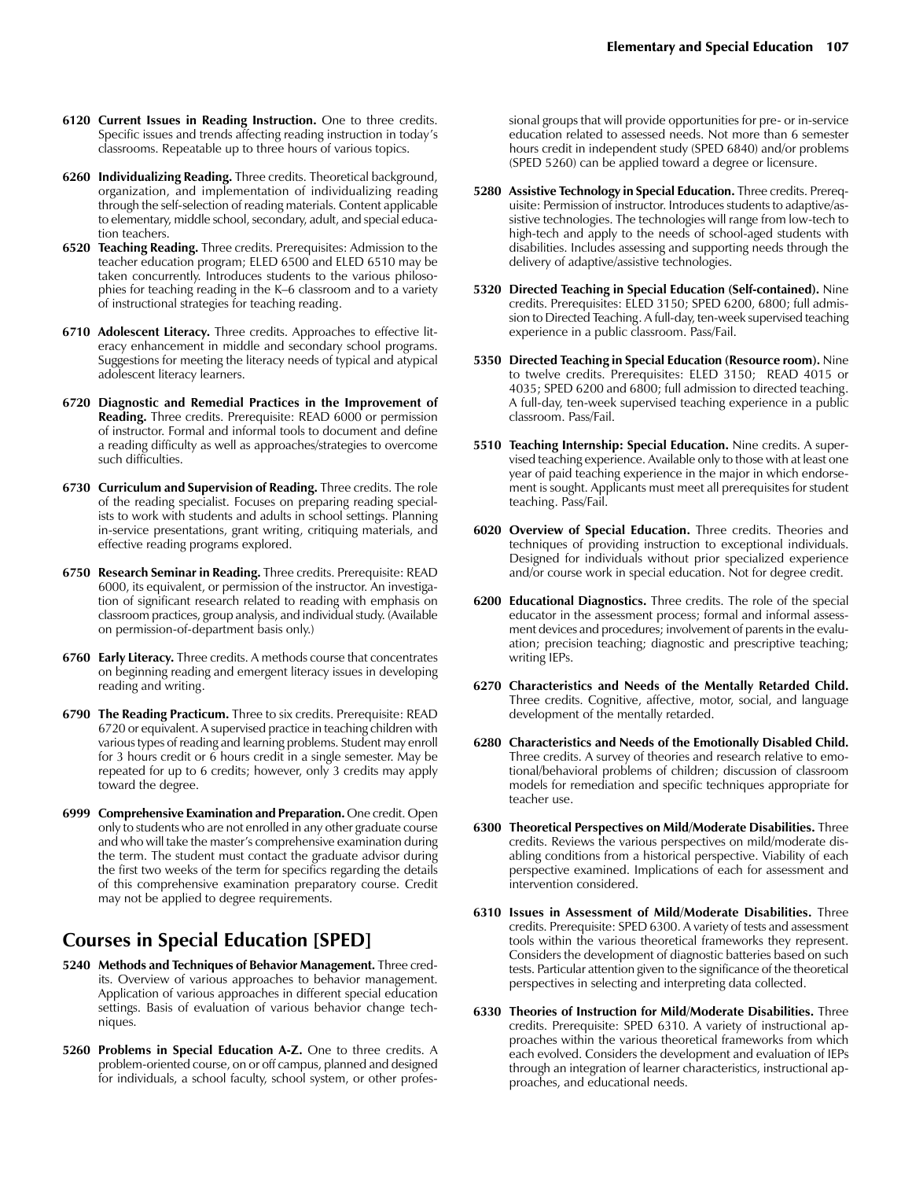**6120 Current Issues in Reading Instruction.** One to three credits. Specific issues and trends affecting reading instruction in today's classrooms. Repeatable up to three hours of various topics.

**6260 Individualizing Reading.** Three credits. Theoretical background, organization, and implementation of individualizing reading through the self-selection of reading materials. Content applicable to elementary, middle school, secondary, adult, and special education teachers.

**6520 Teaching Reading.** Three credits. Prerequisites: Admission to the teacher education program; ELED 6500 and ELED 6510 may be taken concurrently. Introduces students to the various philosophies for teaching reading in the K–6 classroom and to a variety of instructional strategies for teaching reading.

**6710 Adolescent Literacy.** Three credits. Approaches to effective literacy enhancement in middle and secondary school programs. Suggestions for meeting the literacy needs of typical and atypical adolescent literacy learners.

**6720 Diagnostic and Remedial Practices in the Improvement of Reading.** Three credits. Prerequisite: READ 6000 or permission of instructor. Formal and informal tools to document and define a reading difficulty as well as approaches/strategies to overcome such difficulties.

**6730 Curriculum and Supervision of Reading.** Three credits. The role of the reading specialist. Focuses on preparing reading specialists to work with students and adults in school settings. Planning in-service presentations, grant writing, critiquing materials, and effective reading programs explored.

**6750 Research Seminar in Reading.** Three credits. Prerequisite: READ 6000, its equivalent, or permission of the instructor. An investigation of significant research related to reading with emphasis on classroom practices, group analysis, and individual study. (Available on permission-of-department basis only.)

**6760 Early Literacy.** Three credits. A methods course that concentrates on beginning reading and emergent literacy issues in developing reading and writing.

**6790 The Reading Practicum.** Three to six credits. Prerequisite: READ 6720 or equivalent. A supervised practice in teaching children with various types of reading and learning problems. Student may enroll for 3 hours credit or 6 hours credit in a single semester. May be repeated for up to 6 credits; however, only 3 credits may apply toward the degree.

**6999 Comprehensive Examination and Preparation.** One credit. Open only to students who are not enrolled in any other graduate course and who will take the master's comprehensive examination during the term. The student must contact the graduate advisor during the first two weeks of the term for specifics regarding the details of this comprehensive examination preparatory course. Credit may not be applied to degree requirements.

## Courses in Special Education [SPED]

**5240 Methods and Techniques of Behavior Management.** Three credits. Overview of various approaches to behavior management. Application of various approaches in different special education settings. Basis of evaluation of various behavior change techniques.

**5260 Problems in Special Education A-Z.** One to three credits. A problem-oriented course, on or off campus, planned and designed for individuals, a school faculty, school system, or other professional groups that will provide opportunities for pre- or in-service education related to assessed needs. Not more than 6 semester hours credit in independent study (SPED 6840) and/or problems (SPED 5260) can be applied toward a degree or licensure.

**5280 Assistive Technology in Special Education.** Three credits. Prerequisite: Permission of instructor. Introduces students to adaptive/assistive technologies. The technologies will range from low-tech to high-tech and apply to the needs of school-aged students with disabilities. Includes assessing and supporting needs through the delivery of adaptive/assistive technologies.

**5320 Directed Teaching in Special Education (Self-contained).** Nine credits. Prerequisites: ELED 3150; SPED 6200, 6800; full admission to Directed Teaching. A full-day, ten-week supervised teaching experience in a public classroom. Pass/Fail.

**5350 Directed Teaching in Special Education (Resource room).** Nine to twelve credits. Prerequisites: ELED 3150; READ 4015 or 4035; SPED 6200 and 6800; full admission to directed teaching. A full-day, ten-week supervised teaching experience in a public classroom. Pass/Fail.

**5510 Teaching Internship: Special Education.** Nine credits. A supervised teaching experience. Available only to those with at least one year of paid teaching experience in the major in which endorsement is sought. Applicants must meet all prerequisites for student teaching. Pass/Fail.

**6020 Overview of Special Education.** Three credits. Theories and techniques of providing instruction to exceptional individuals. Designed for individuals without prior specialized experience and/or course work in special education. Not for degree credit.

**6200 Educational Diagnostics.** Three credits. The role of the special educator in the assessment process; formal and informal assessment devices and procedures; involvement of parents in the evaluation; precision teaching; diagnostic and prescriptive teaching; writing IEPs.

**6270 Characteristics and Needs of the Mentally Retarded Child.** Three credits. Cognitive, affective, motor, social, and language development of the mentally retarded.

**6280 Characteristics and Needs of the Emotionally Disabled Child.** Three credits. A survey of theories and research relative to emotional/behavioral problems of children; discussion of classroom models for remediation and specific techniques appropriate for teacher use.

**6300 Theoretical Perspectives on Mild/Moderate Disabilities.** Three credits. Reviews the various perspectives on mild/moderate disabling conditions from a historical perspective. Viability of each perspective examined. Implications of each for assessment and intervention considered.

**6310 Issues in Assessment of Mild/Moderate Disabilities.** Three credits. Prerequisite: SPED 6300. A variety of tests and assessment tools within the various theoretical frameworks they represent. Considers the development of diagnostic batteries based on such tests. Particular attention given to the significance of the theoretical perspectives in selecting and interpreting data collected.

**6330 Theories of Instruction for Mild/Moderate Disabilities.** Three credits. Prerequisite: SPED 6310. A variety of instructional approaches within the various theoretical frameworks from which each evolved. Considers the development and evaluation of IEPs through an integration of learner characteristics, instructional approaches, and educational needs.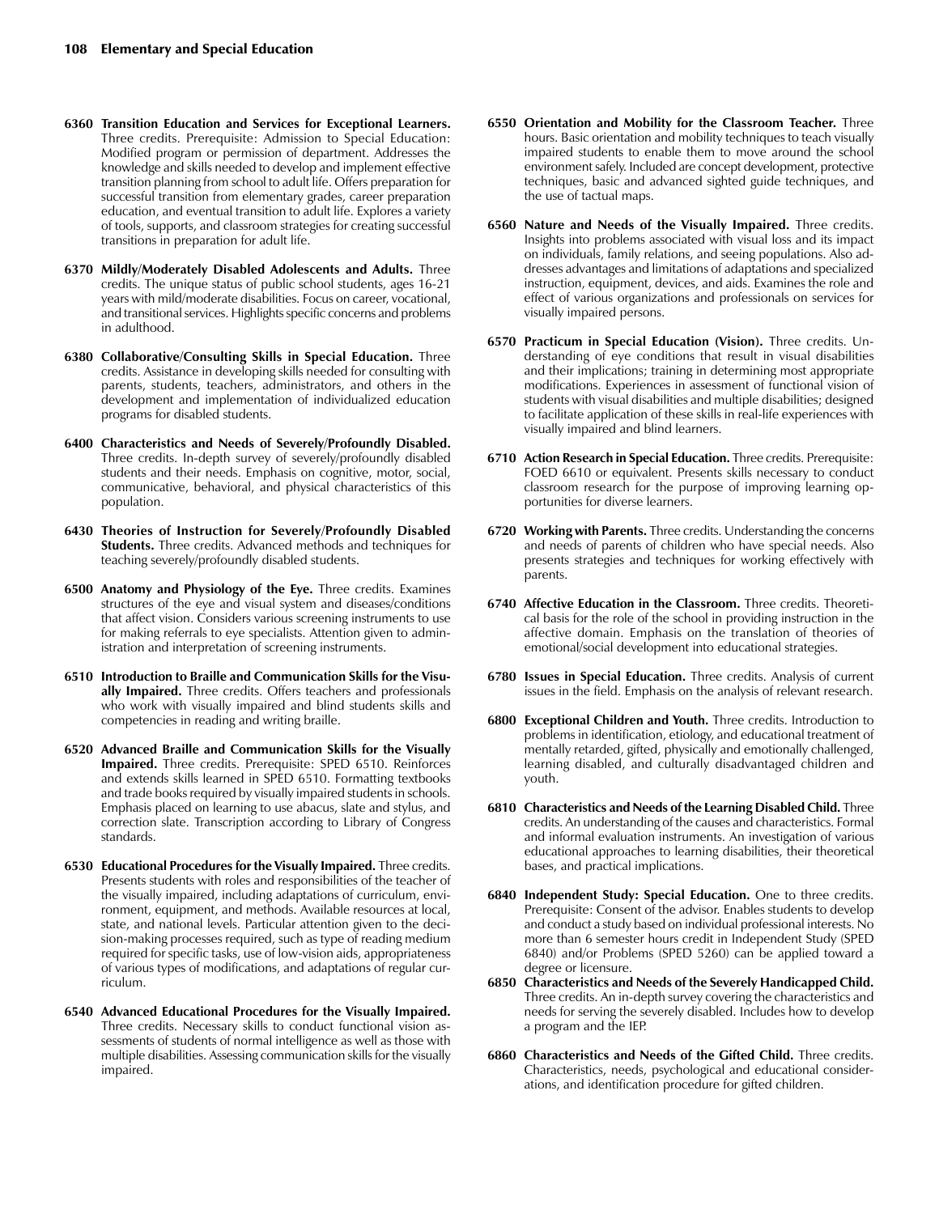**6360 Transition Education and Services for Exceptional Learners.** Three credits. Prerequisite: Admission to Special Education: Modified program or permission of department. Addresses the knowledge and skills needed to develop and implement effective transition planning from school to adult life. Offers preparation for successful transition from elementary grades, career preparation education, and eventual transition to adult life. Explores a variety of tools, supports, and classroom strategies for creating successful transitions in preparation for adult life.

**6370 Mildly/Moderately Disabled Adolescents and Adults.** Three credits. The unique status of public school students, ages 16-21 years with mild/moderate disabilities. Focus on career, vocational, and transitional services. Highlights specific concerns and problems in adulthood.

**6380 Collaborative/Consulting Skills in Special Education.** Three credits. Assistance in developing skills needed for consulting with parents, students, teachers, administrators, and others in the development and implementation of individualized education programs for disabled students.

**6400 Characteristics and Needs of Severely/Profoundly Disabled.** Three credits. In-depth survey of severely/profoundly disabled students and their needs. Emphasis on cognitive, motor, social, communicative, behavioral, and physical characteristics of this population.

**6430 Theories of Instruction for Severely/Profoundly Disabled Students.** Three credits. Advanced methods and techniques for teaching severely/profoundly disabled students.

**6500 Anatomy and Physiology of the Eye.** Three credits. Examines structures of the eye and visual system and diseases/conditions that affect vision. Considers various screening instruments to use for making referrals to eye specialists. Attention given to administration and interpretation of screening instruments.

**6510 Introduction to Braille and Communication Skills for the Visually Impaired.** Three credits. Offers teachers and professionals who work with visually impaired and blind students skills and competencies in reading and writing braille.

**6520 Advanced Braille and Communication Skills for the Visually Impaired.** Three credits. Prerequisite: SPED 6510. Reinforces and extends skills learned in SPED 6510. Formatting textbooks and trade books required by visually impaired students in schools. Emphasis placed on learning to use abacus, slate and stylus, and correction slate. Transcription according to Library of Congress standards.

**6530 Educational Procedures for the Visually Impaired.** Three credits. Presents students with roles and responsibilities of the teacher of the visually impaired, including adaptations of curriculum, environment, equipment, and methods. Available resources at local, state, and national levels. Particular attention given to the decision-making processes required, such as type of reading medium required for specific tasks, use of low-vision aids, appropriateness of various types of modifications, and adaptations of regular curriculum.

**6540 Advanced Educational Procedures for the Visually Impaired.** Three credits. Necessary skills to conduct functional vision assessments of students of normal intelligence as well as those with multiple disabilities. Assessing communication skills for the visually impaired.

**6550 Orientation and Mobility for the Classroom Teacher.** Three hours. Basic orientation and mobility techniques to teach visually impaired students to enable them to move around the school environment safely. Included are concept development, protective techniques, basic and advanced sighted guide techniques, and the use of tactual maps.

**6560 Nature and Needs of the Visually Impaired.** Three credits. Insights into problems associated with visual loss and its impact on individuals, family relations, and seeing populations. Also addresses advantages and limitations of adaptations and specialized instruction, equipment, devices, and aids. Examines the role and effect of various organizations and professionals on services for visually impaired persons.

**6570 Practicum in Special Education (Vision).** Three credits. Understanding of eye conditions that result in visual disabilities and their implications; training in determining most appropriate modifications. Experiences in assessment of functional vision of students with visual disabilities and multiple disabilities; designed to facilitate application of these skills in real-life experiences with visually impaired and blind learners.

**6710 Action Research in Special Education.** Three credits. Prerequisite: FOED 6610 or equivalent. Presents skills necessary to conduct classroom research for the purpose of improving learning opportunities for diverse learners.

**6720 Working with Parents.** Three credits. Understanding the concerns and needs of parents of children who have special needs. Also presents strategies and techniques for working effectively with parents.

**6740 Affective Education in the Classroom.** Three credits. Theoretical basis for the role of the school in providing instruction in the affective domain. Emphasis on the translation of theories of emotional/social development into educational strategies.

**6780 Issues in Special Education.** Three credits. Analysis of current issues in the field. Emphasis on the analysis of relevant research.

**6800 Exceptional Children and Youth.** Three credits. Introduction to problems in identification, etiology, and educational treatment of mentally retarded, gifted, physically and emotionally challenged, learning disabled, and culturally disadvantaged children and youth.

**6810 Characteristics and Needs of the Learning Disabled Child.** Three credits. An understanding of the causes and characteristics. Formal and informal evaluation instruments. An investigation of various educational approaches to learning disabilities, their theoretical bases, and practical implications.

**6840 Independent Study: Special Education.** One to three credits. Prerequisite: Consent of the advisor. Enables students to develop and conduct a study based on individual professional interests. No more than 6 semester hours credit in Independent Study (SPED 6840) and/or Problems (SPED 5260) can be applied toward a degree or licensure.

**6850 Characteristics and Needs of the Severely Handicapped Child.** Three credits. An in-depth survey covering the characteristics and needs for serving the severely disabled. Includes how to develop a program and the IEP.

**6860 Characteristics and Needs of the Gifted Child.** Three credits. Characteristics, needs, psychological and educational considerations, and identification procedure for gifted children.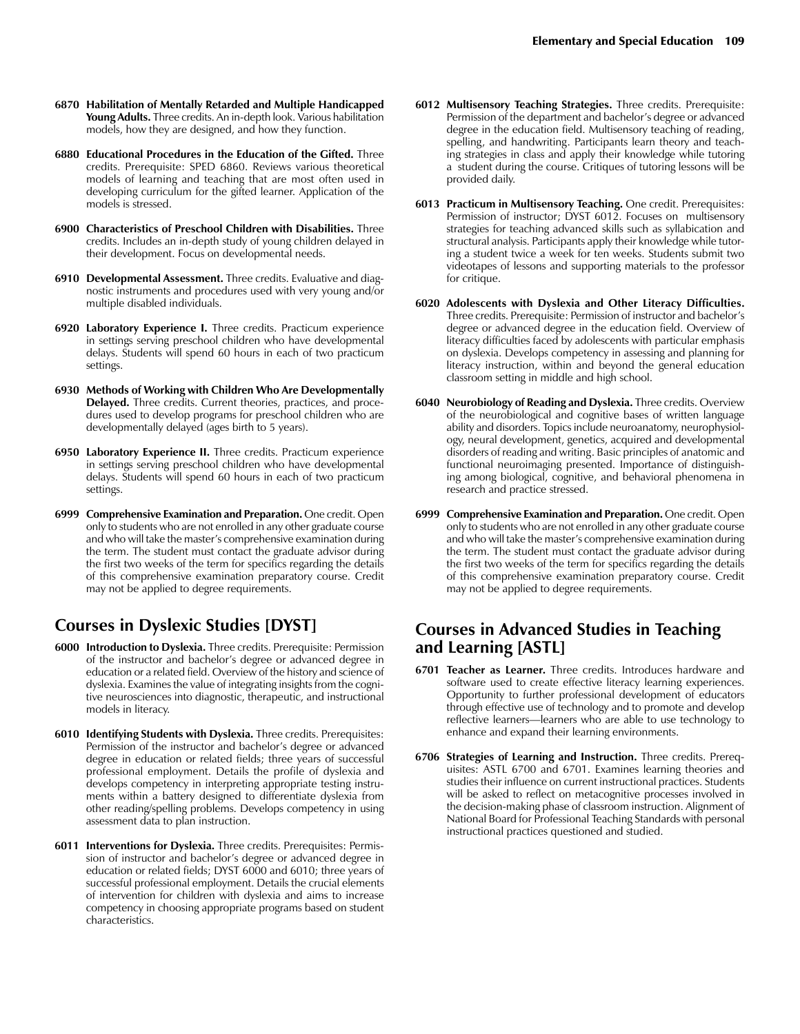**6870 Habilitation of Mentally Retarded and Multiple Handicapped Young Adults.** Three credits. An in-depth look. Various habilitation models, how they are designed, and how they function.

**6880 Educational Procedures in the Education of the Gifted.** Three credits. Prerequisite: SPED 6860. Reviews various theoretical models of learning and teaching that are most often used in developing curriculum for the gifted learner. Application of the models is stressed.

**6900 Characteristics of Preschool Children with Disabilities.** Three credits. Includes an in-depth study of young children delayed in their development. Focus on developmental needs.

**6910 Developmental Assessment.** Three credits. Evaluative and diagnostic instruments and procedures used with very young and/or multiple disabled individuals.

**6920 Laboratory Experience I.** Three credits. Practicum experience in settings serving preschool children who have developmental delays. Students will spend 60 hours in each of two practicum settings.

**6930 Methods of Working with Children Who Are Developmentally Delayed.** Three credits. Current theories, practices, and procedures used to develop programs for preschool children who are developmentally delayed (ages birth to 5 years).

**6950 Laboratory Experience II.** Three credits. Practicum experience in settings serving preschool children who have developmental delays. Students will spend 60 hours in each of two practicum settings.

**6999 Comprehensive Examination and Preparation.** One credit. Open only to students who are not enrolled in any other graduate course and who will take the master's comprehensive examination during the term. The student must contact the graduate advisor during the first two weeks of the term for specifics regarding the details of this comprehensive examination preparatory course. Credit may not be applied to degree requirements.

## Courses in Dyslexic Studies [DYST]

**6000 Introduction to Dyslexia.** Three credits. Prerequisite: Permission of the instructor and bachelor's degree or advanced degree in education or a related field. Overview of the history and science of dyslexia. Examines the value of integrating insights from the cognitive neurosciences into diagnostic, therapeutic, and instructional models in literacy.

**6010 Identifying Students with Dyslexia.** Three credits. Prerequisites: Permission of the instructor and bachelor's degree or advanced degree in education or related fields; three years of successful professional employment. Details the profile of dyslexia and develops competency in interpreting appropriate testing instruments within a battery designed to differentiate dyslexia from other reading/spelling problems. Develops competency in using assessment data to plan instruction.

**6011 Interventions for Dyslexia.** Three credits. Prerequisites: Permission of instructor and bachelor's degree or advanced degree in education or related fields; DYST 6000 and 6010; three years of successful professional employment. Details the crucial elements of intervention for children with dyslexia and aims to increase competency in choosing appropriate programs based on student characteristics.

**6012 Multisensory Teaching Strategies.** Three credits. Prerequisite: Permission of the department and bachelor's degree or advanced degree in the education field. Multisensory teaching of reading, spelling, and handwriting. Participants learn theory and teaching strategies in class and apply their knowledge while tutoring a student during the course. Critiques of tutoring lessons will be provided daily.

**6013 Practicum in Multisensory Teaching.** One credit. Prerequisites: Permission of instructor; DYST 6012. Focuses on multisensory strategies for teaching advanced skills such as syllabication and structural analysis. Participants apply their knowledge while tutoring a student twice a week for ten weeks. Students submit two videotapes of lessons and supporting materials to the professor for critique.

**6020 Adolescents with Dyslexia and Other Literacy Difficulties.** Three credits. Prerequisite: Permission of instructor and bachelor's degree or advanced degree in the education field. Overview of literacy difficulties faced by adolescents with particular emphasis on dyslexia. Develops competency in assessing and planning for literacy instruction, within and beyond the general education classroom setting in middle and high school.

**6040 Neurobiology of Reading and Dyslexia.** Three credits. Overview of the neurobiological and cognitive bases of written language ability and disorders. Topics include neuroanatomy, neurophysiology, neural development, genetics, acquired and developmental disorders of reading and writing. Basic principles of anatomic and functional neuroimaging presented. Importance of distinguishing among biological, cognitive, and behavioral phenomena in research and practice stressed.

**6999 Comprehensive Examination and Preparation.** One credit. Open only to students who are not enrolled in any other graduate course and who will take the master's comprehensive examination during the term. The student must contact the graduate advisor during the first two weeks of the term for specifics regarding the details of this comprehensive examination preparatory course. Credit may not be applied to degree requirements.

## Courses in Advanced Studies in Teaching and Learning [ASTL]

**6701 Teacher as Learner.** Three credits. Introduces hardware and software used to create effective literacy learning experiences. Opportunity to further professional development of educators through effective use of technology and to promote and develop reflective learners—learners who are able to use technology to enhance and expand their learning environments.

**6706 Strategies of Learning and Instruction.** Three credits. Prerequisites: ASTL 6700 and 6701. Examines learning theories and studies their influence on current instructional practices. Students will be asked to reflect on metacognitive processes involved in the decision-making phase of classroom instruction. Alignment of National Board for Professional Teaching Standards with personal instructional practices questioned and studied.